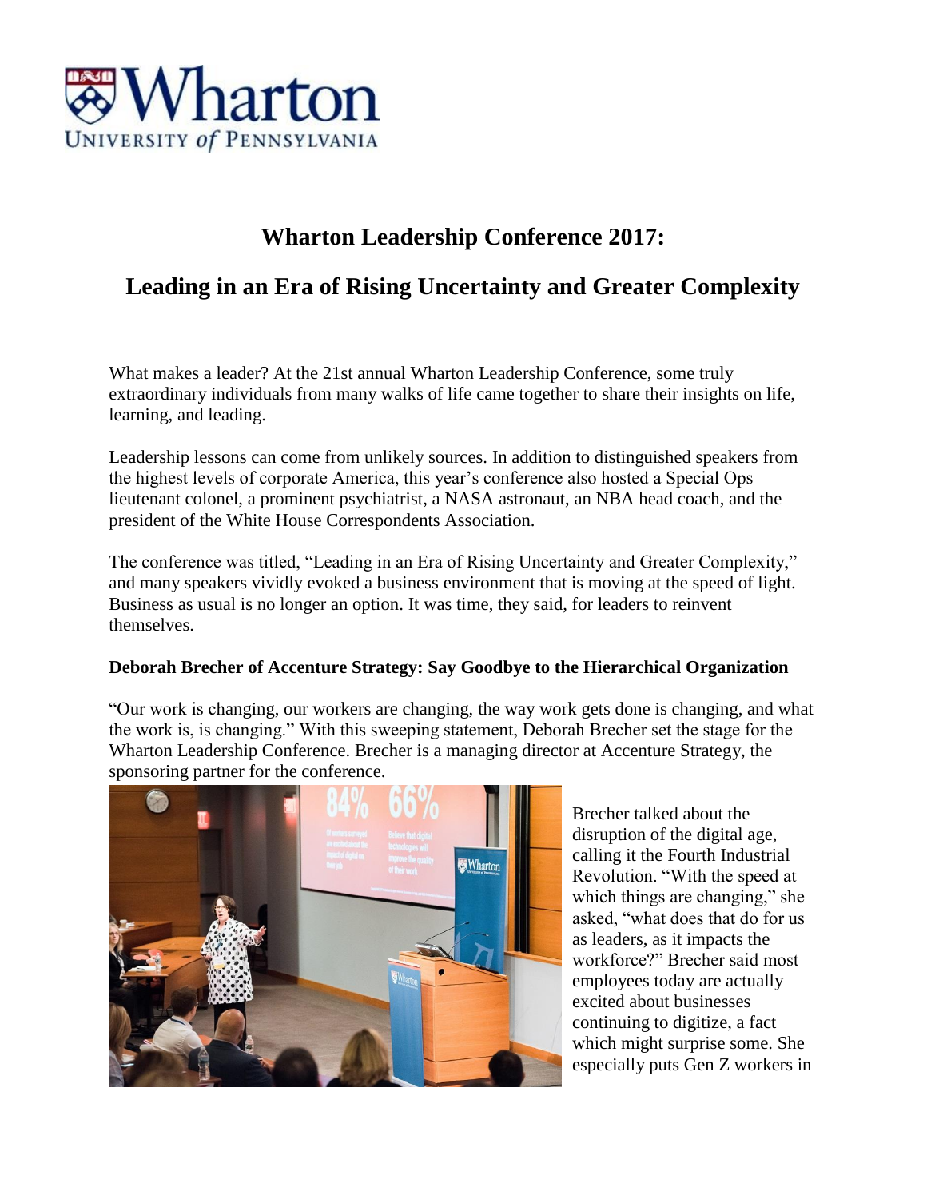# Wharton Leadership Conference 2017:

# Leading in an Era of Rising Uncertainty and Greater Complexity

What makes a leader? At the 21st annual Wharton Leadership Conference, some truly extraordinary individuals from many walks of life came together to share their insights on life, learning, and leading.

Leadership lessons can come from unlikely sources. In addition to distinguished speakers from the highest levels of corporate America, this year's conference also hosted a Special Ops lieutenant colonel, a prominent psychiatrist, a NASA astronaut, an NBA head coach, and the president of the White House Correspondents Association.

The conference was titled, "Leading in an Era of Rising Uncertainty and Greater Complexity," and many speakers vividly evoked a business environment that is moving at the speed of light. Business as usual is no longer an option. It was time, they said, for leaders to reinvent themselves.

**Deborah Brecher of Accenture Strategy: Say Goodbye to the Hierarchical Organization**

"Our work is changing, our workers are changing, the way work gets done is changing, and what the work is, is changing." With this sweeping statement, Deborah Brecher set the stage for the Wharton Leadership Conference. Brecher is a managing director at Accenture Strategy, the sponsoring partner for the conference.

Brecher talked about the disruption of the digital age, calling it the Fourth Industrial Revolution. "With the speed at which things are changing," she asked, "what does that do for us as leaders, as it impacts the workforce?" Brecher said most employees today are actually excited about businesses continuing to digitize, a fact which might surprise some. She especially puts Gen Z workers in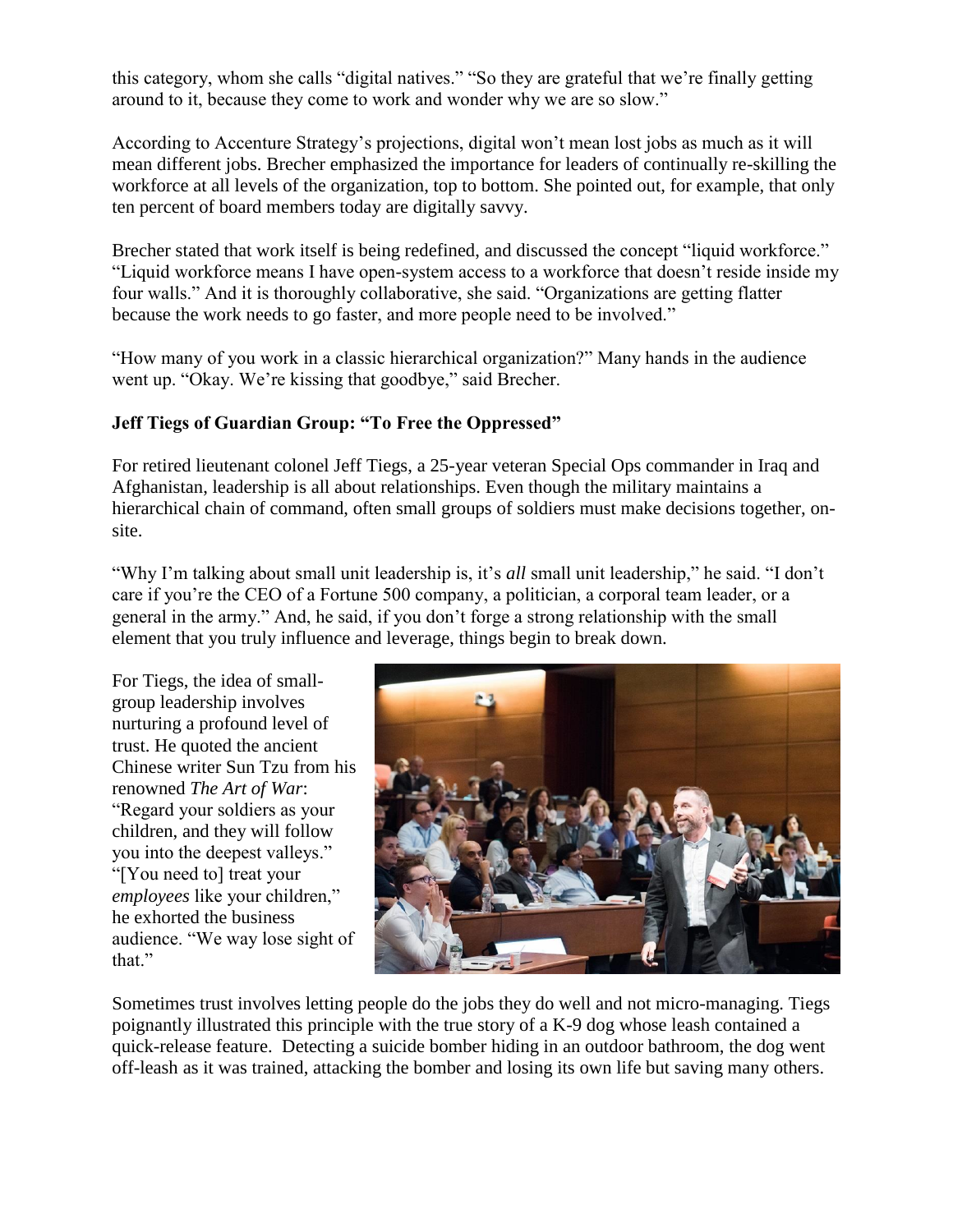this category, whom she calls "digital natives." "So they are grateful that we're finally getting around to it, because they come to work and wonder why we are so slow."

According to Accenture Strategy's projections, digital won't mean lost jobs as much as it will mean different jobs. Brecher emphasized the importance for leaders of continually re-skilling the workforce at all levels of the organization, top to bottom. She pointed out, for example, that only ten percent of board members today are digitally savvy.

Brecher stated that work itself is being redefined, and discussed the concept "liquid workforce." "Liquid workforce means I have open-system access to a workforce that doesn't reside inside my four walls." And it is thoroughly collaborative, she said. "Organizations are getting flatter because the work needs to go faster, and more people need to be involved."

"How many of you work in a classic hierarchical organization?" Many hands in the audience went up. "Okay. We're kissing that goodbye," said Brecher.

**Jeff Tiegs of Guardian Group: "To Free the Oppressed"**

For retired lieutenant colonel Jeff Tiegs, a 25-year veteran Special Ops commander in Iraq and Afghanistan, leadership is all about relationships. Even though the military maintains a hierarchical chain of command, often small groups of soldiers must make decisions together, on-site.

"Why I'm talking about small unit leadership is, it's *all* small unit leadership," he said. "I don't care if you're the CEO of a Fortune 500 company, a politician, a corporal team leader, or a general in the army." And, he said, if you don't forge a strong relationship with the small element that you truly influence and leverage, things begin to break down.

For Tiegs, the idea of small-group leadership involves nurturing a profound level of trust. He quoted the ancient Chinese writer Sun Tzu from his renowned *The Art of War*: "Regard your soldiers as your children, and they will follow you into the deepest valleys." "[You need to] treat your *employees* like your children," he exhorted the business audience. "We way lose sight of that."

Sometimes trust involves letting people do the jobs they do well and not micro-managing. Tiegs poignantly illustrated this principle with the true story of a K-9 dog whose leash contained a quick-release feature. Detecting a suicide bomber hiding in an outdoor bathroom, the dog went off-leash as it was trained, attacking the bomber and losing its own life but saving many others.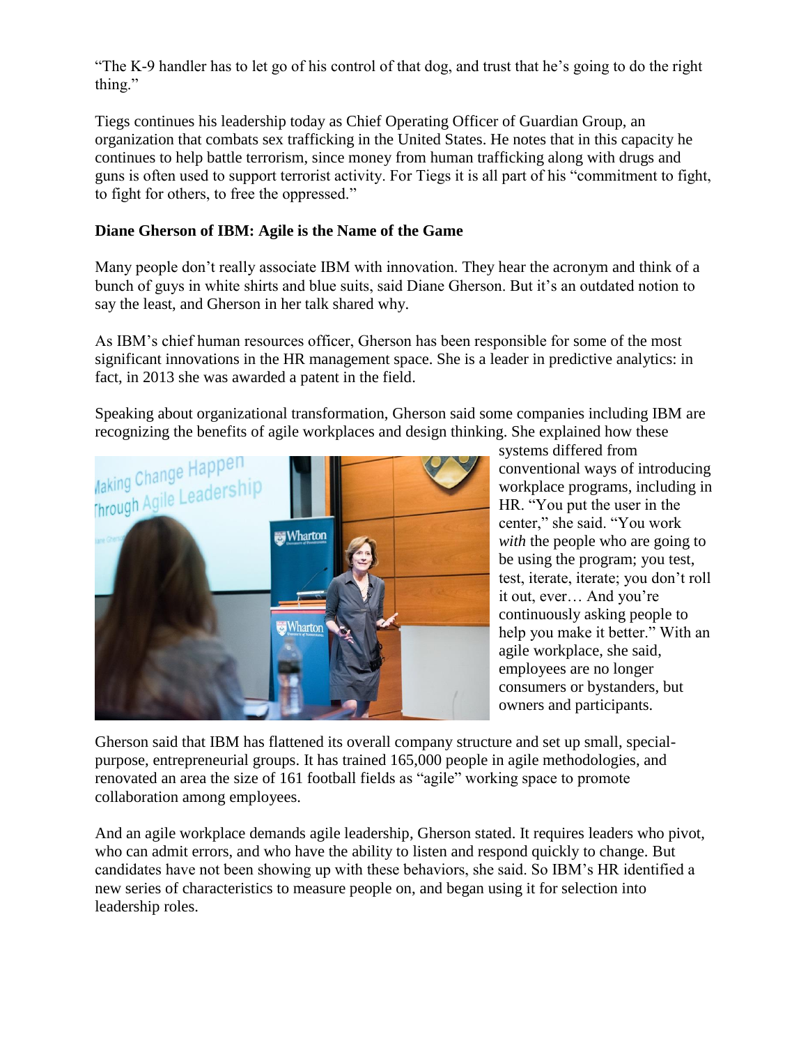"The K-9 handler has to let go of his control of that dog, and trust that he's going to do the right thing."

Tiegs continues his leadership today as Chief Operating Officer of Guardian Group, an organization that combats sex trafficking in the United States. He notes that in this capacity he continues to help battle terrorism, since money from human trafficking along with drugs and guns is often used to support terrorist activity. For Tiegs it is all part of his "commitment to fight, to fight for others, to free the oppressed."

**Diane Gherson of IBM: Agile is the Name of the Game**

Many people don't really associate IBM with innovation. They hear the acronym and think of a bunch of guys in white shirts and blue suits, said Diane Gherson. But it's an outdated notion to say the least, and Gherson in her talk shared why.

As IBM's chief human resources officer, Gherson has been responsible for some of the most significant innovations in the HR management space. She is a leader in predictive analytics: in fact, in 2013 she was awarded a patent in the field.

Speaking about organizational transformation, Gherson said some companies including IBM are recognizing the benefits of agile workplaces and design thinking. She explained how these systems differed from conventional ways of introducing workplace programs, including in HR. "You put the user in the center," she said. "You work *with* the people who are going to be using the program; you test, test, iterate, iterate; you don't roll it out, ever… And you're continuously asking people to help you make it better." With an agile workplace, she said, employees are no longer consumers or bystanders, but owners and participants.

Gherson said that IBM has flattened its overall company structure and set up small, special-purpose, entrepreneurial groups. It has trained 165,000 people in agile methodologies, and renovated an area the size of 161 football fields as "agile" working space to promote collaboration among employees.

And an agile workplace demands agile leadership, Gherson stated. It requires leaders who pivot, who can admit errors, and who have the ability to listen and respond quickly to change. But candidates have not been showing up with these behaviors, she said. So IBM's HR identified a new series of characteristics to measure people on, and began using it for selection into leadership roles.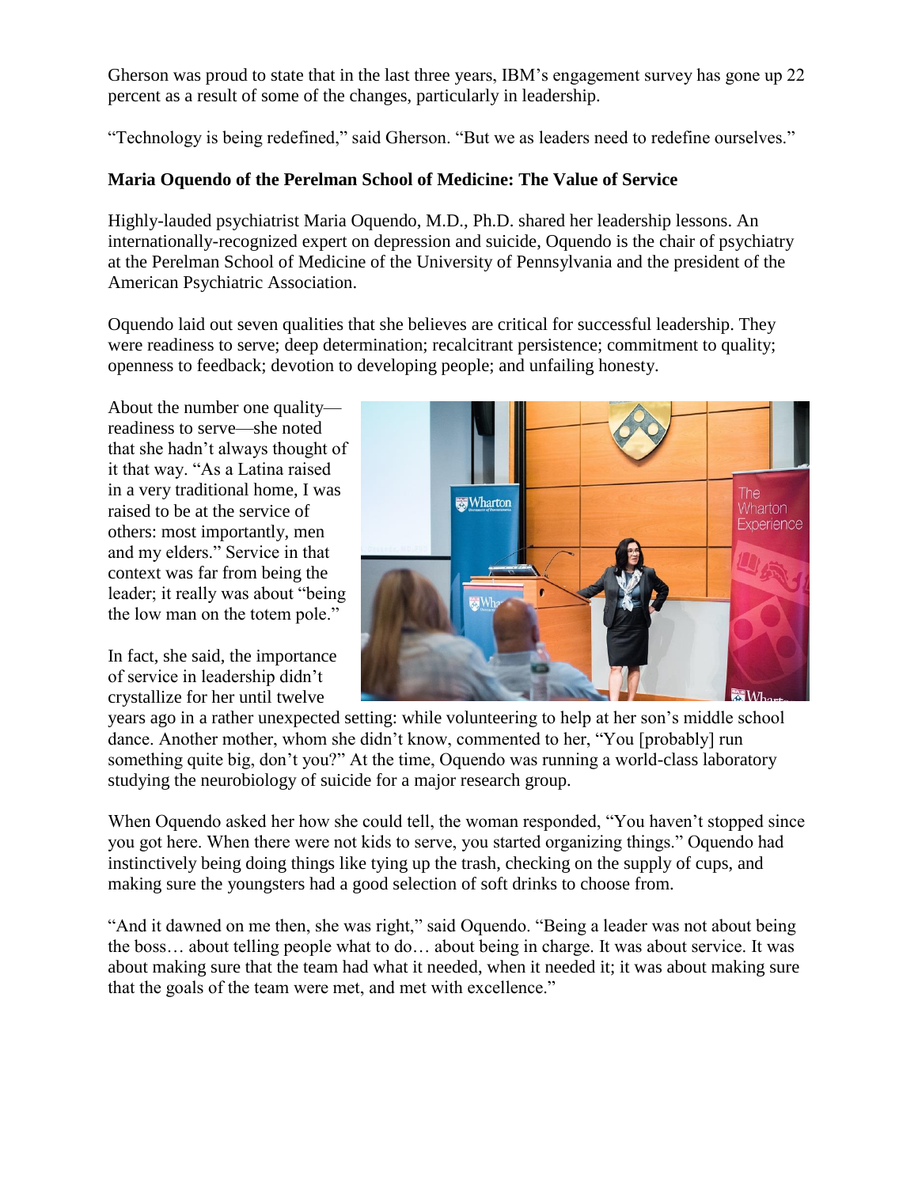Gherson was proud to state that in the last three years, IBM's engagement survey has gone up 22 percent as a result of some of the changes, particularly in leadership.

"Technology is being redefined," said Gherson. "But we as leaders need to redefine ourselves."

**Maria Oquendo of the Perelman School of Medicine: The Value of Service**

Highly-lauded psychiatrist Maria Oquendo, M.D., Ph.D. shared her leadership lessons. An internationally-recognized expert on depression and suicide, Oquendo is the chair of psychiatry at the Perelman School of Medicine of the University of Pennsylvania and the president of the American Psychiatric Association.

Oquendo laid out seven qualities that she believes are critical for successful leadership. They were readiness to serve; deep determination; recalcitrant persistence; commitment to quality; openness to feedback; devotion to developing people; and unfailing honesty.

About the number one quality—readiness to serve—she noted that she hadn't always thought of it that way. "As a Latina raised in a very traditional home, I was raised to be at the service of others: most importantly, men and my elders." Service in that context was far from being the leader; it really was about "being the low man on the totem pole."

In fact, she said, the importance of service in leadership didn't crystallize for her until twelve years ago in a rather unexpected setting: while volunteering to help at her son's middle school dance. Another mother, whom she didn't know, commented to her, "You [probably] run something quite big, don't you?" At the time, Oquendo was running a world-class laboratory studying the neurobiology of suicide for a major research group.

When Oquendo asked her how she could tell, the woman responded, "You haven't stopped since you got here. When there were not kids to serve, you started organizing things." Oquendo had instinctively being doing things like tying up the trash, checking on the supply of cups, and making sure the youngsters had a good selection of soft drinks to choose from.

"And it dawned on me then, she was right," said Oquendo. "Being a leader was not about being the boss… about telling people what to do… about being in charge. It was about service. It was about making sure that the team had what it needed, when it needed it; it was about making sure that the goals of the team were met, and met with excellence."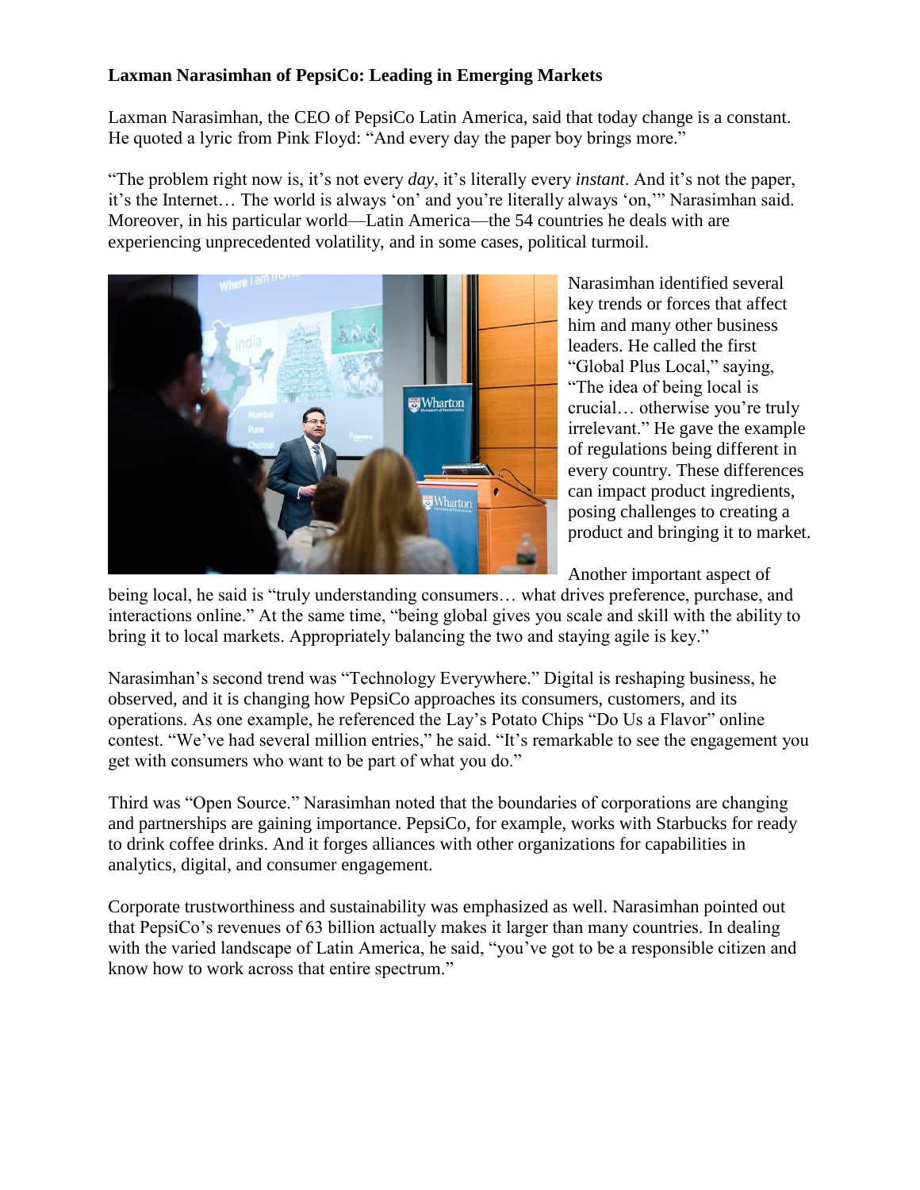**Laxman Narasimhan of PepsiCo: Leading in Emerging Markets**

Laxman Narasimhan, the CEO of PepsiCo Latin America, said that today change is a constant. He quoted a lyric from Pink Floyd: "And every day the paper boy brings more."

"The problem right now is, it's not every *day*, it's literally every *instant*. And it's not the paper, it's the Internet… The world is always 'on' and you're literally always 'on,'" Narasimhan said. Moreover, in his particular world—Latin America—the 54 countries he deals with are experiencing unprecedented volatility, and in some cases, political turmoil.

Narasimhan identified several key trends or forces that affect him and many other business leaders. He called the first "Global Plus Local," saying, "The idea of being local is crucial… otherwise you're truly irrelevant." He gave the example of regulations being different in every country. These differences can impact product ingredients, posing challenges to creating a product and bringing it to market.

Another important aspect of being local, he said is "truly understanding consumers… what drives preference, purchase, and interactions online." At the same time, "being global gives you scale and skill with the ability to bring it to local markets. Appropriately balancing the two and staying agile is key."

Narasimhan's second trend was "Technology Everywhere." Digital is reshaping business, he observed, and it is changing how PepsiCo approaches its consumers, customers, and its operations. As one example, he referenced the Lay's Potato Chips "Do Us a Flavor" online contest. "We've had several million entries," he said. "It's remarkable to see the engagement you get with consumers who want to be part of what you do."

Third was "Open Source." Narasimhan noted that the boundaries of corporations are changing and partnerships are gaining importance. PepsiCo, for example, works with Starbucks for ready to drink coffee drinks. And it forges alliances with other organizations for capabilities in analytics, digital, and consumer engagement.

Corporate trustworthiness and sustainability was emphasized as well. Narasimhan pointed out that PepsiCo's revenues of 63 billion actually makes it larger than many countries. In dealing with the varied landscape of Latin America, he said, "you've got to be a responsible citizen and know how to work across that entire spectrum."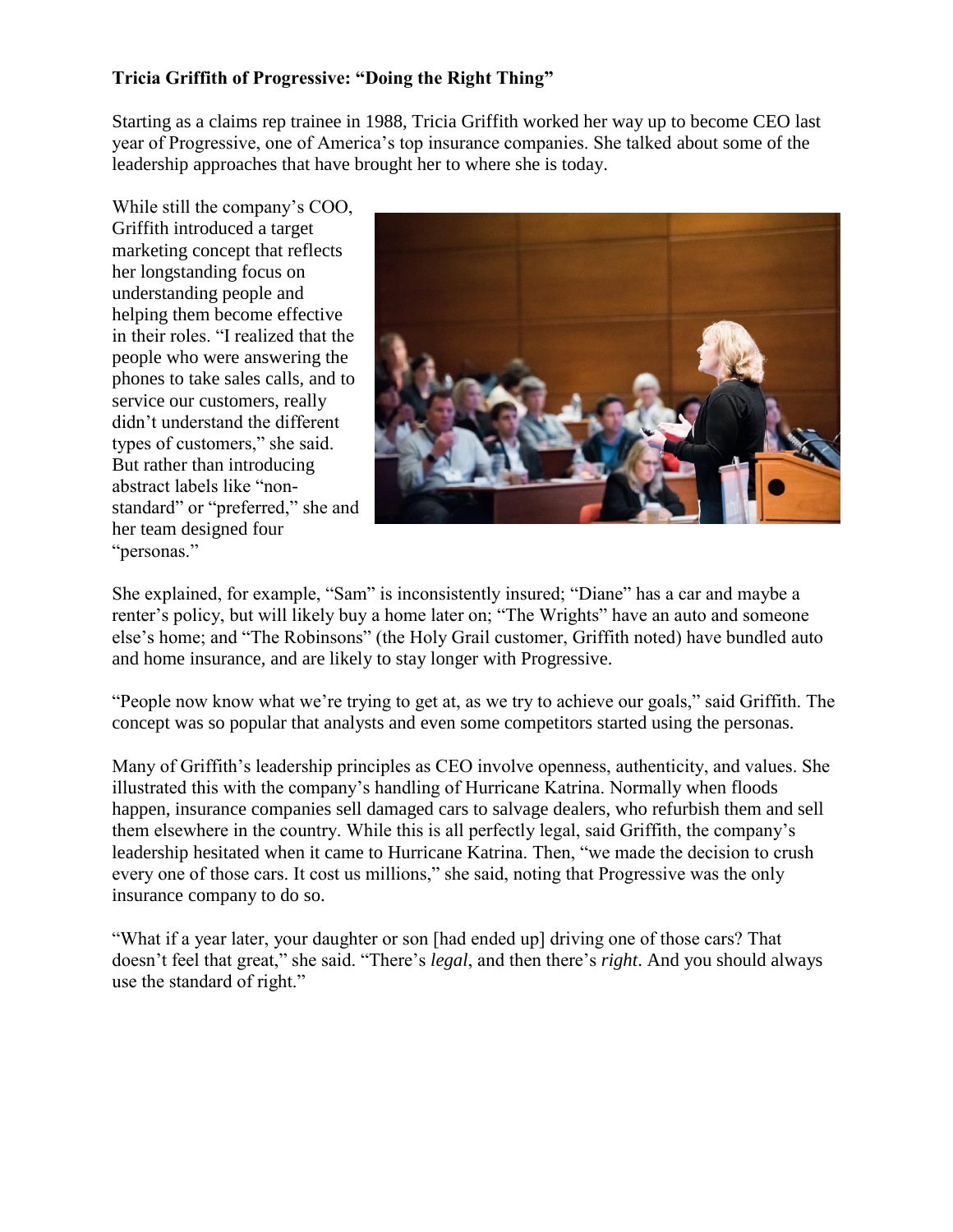**Tricia Griffith of Progressive: "Doing the Right Thing"**

Starting as a claims rep trainee in 1988, Tricia Griffith worked her way up to become CEO last year of Progressive, one of America's top insurance companies. She talked about some of the leadership approaches that have brought her to where she is today.

While still the company's COO, Griffith introduced a target marketing concept that reflects her longstanding focus on understanding people and helping them become effective in their roles. "I realized that the people who were answering the phones to take sales calls, and to service our customers, really didn't understand the different types of customers," she said. But rather than introducing abstract labels like "non-standard" or "preferred," she and her team designed four "personas."

She explained, for example, "Sam" is inconsistently insured; "Diane" has a car and maybe a renter's policy, but will likely buy a home later on; "The Wrights" have an auto and someone else's home; and "The Robinsons" (the Holy Grail customer, Griffith noted) have bundled auto and home insurance, and are likely to stay longer with Progressive.

"People now know what we're trying to get at, as we try to achieve our goals," said Griffith. The concept was so popular that analysts and even some competitors started using the personas.

Many of Griffith's leadership principles as CEO involve openness, authenticity, and values. She illustrated this with the company's handling of Hurricane Katrina. Normally when floods happen, insurance companies sell damaged cars to salvage dealers, who refurbish them and sell them elsewhere in the country. While this is all perfectly legal, said Griffith, the company's leadership hesitated when it came to Hurricane Katrina. Then, "we made the decision to crush every one of those cars. It cost us millions," she said, noting that Progressive was the only insurance company to do so.

"What if a year later, your daughter or son [had ended up] driving one of those cars? That doesn't feel that great," she said. "There's *legal*, and then there's *right*. And you should always use the standard of right."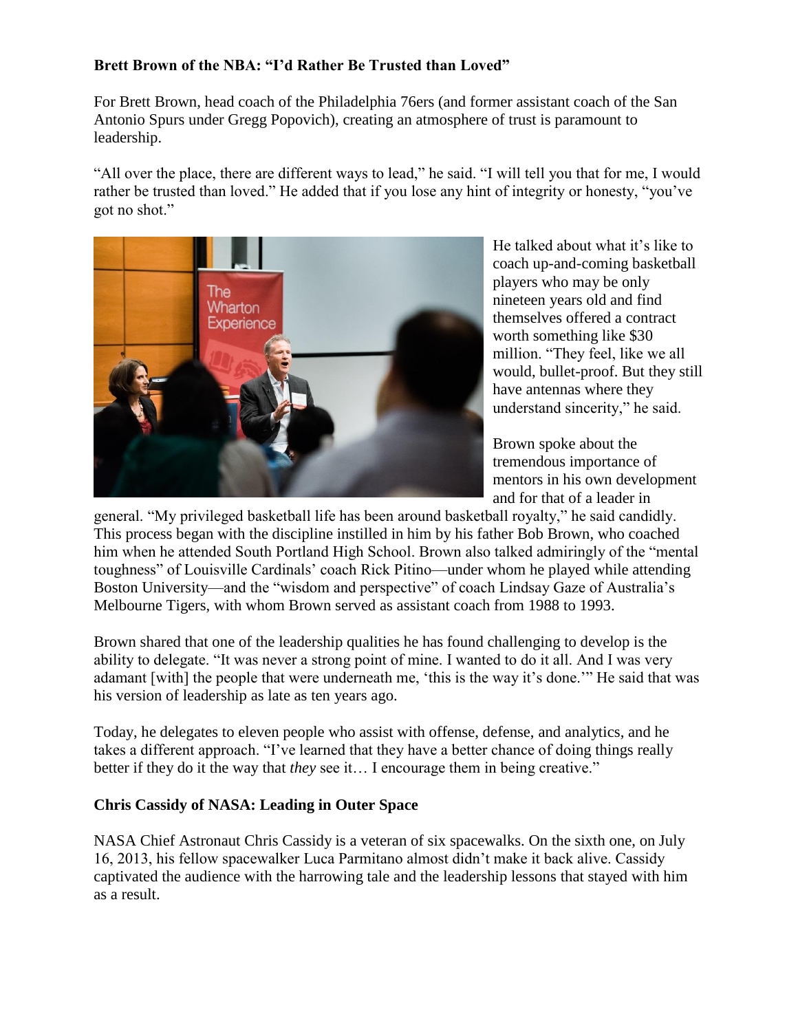**Brett Brown of the NBA: "I'd Rather Be Trusted than Loved"**

For Brett Brown, head coach of the Philadelphia 76ers (and former assistant coach of the San Antonio Spurs under Gregg Popovich), creating an atmosphere of trust is paramount to leadership.

"All over the place, there are different ways to lead," he said. "I will tell you that for me, I would rather be trusted than loved." He added that if you lose any hint of integrity or honesty, "you've got no shot."

He talked about what it's like to coach up-and-coming basketball players who may be only nineteen years old and find themselves offered a contract worth something like $30 million. "They feel, like we all would, bullet-proof. But they still have antennas where they understand sincerity," he said.

Brown spoke about the tremendous importance of mentors in his own development and for that of a leader in general. "My privileged basketball life has been around basketball royalty," he said candidly. This process began with the discipline instilled in him by his father Bob Brown, who coached him when he attended South Portland High School. Brown also talked admiringly of the "mental toughness" of Louisville Cardinals' coach Rick Pitino—under whom he played while attending Boston University—and the "wisdom and perspective" of coach Lindsay Gaze of Australia's Melbourne Tigers, with whom Brown served as assistant coach from 1988 to 1993.

Brown shared that one of the leadership qualities he has found challenging to develop is the ability to delegate. "It was never a strong point of mine. I wanted to do it all. And I was very adamant [with] the people that were underneath me, 'this is the way it's done.'" He said that was his version of leadership as late as ten years ago.

Today, he delegates to eleven people who assist with offense, defense, and analytics, and he takes a different approach. "I've learned that they have a better chance of doing things really better if they do it the way that *they* see it… I encourage them in being creative."

**Chris Cassidy of NASA: Leading in Outer Space**

NASA Chief Astronaut Chris Cassidy is a veteran of six spacewalks. On the sixth one, on July 16, 2013, his fellow spacewalker Luca Parmitano almost didn't make it back alive. Cassidy captivated the audience with the harrowing tale and the leadership lessons that stayed with him as a result.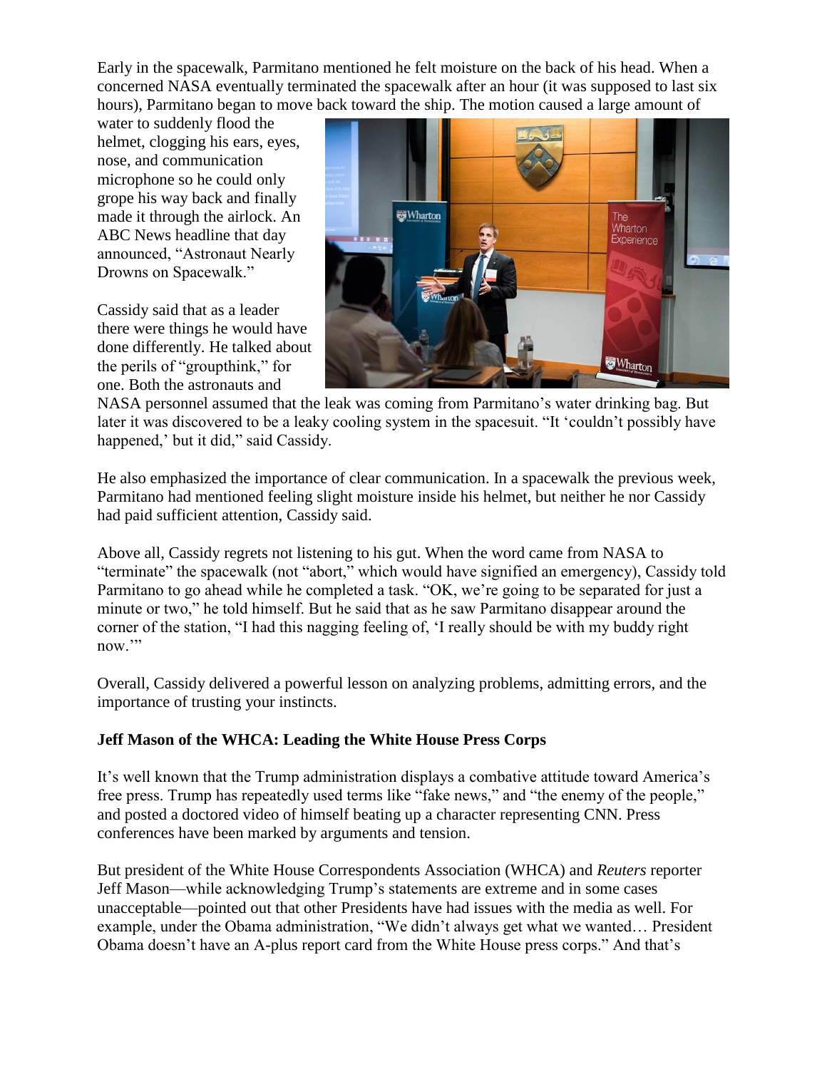Early in the spacewalk, Parmitano mentioned he felt moisture on the back of his head. When a concerned NASA eventually terminated the spacewalk after an hour (it was supposed to last six hours), Parmitano began to move back toward the ship. The motion caused a large amount of water to suddenly flood the helmet, clogging his ears, eyes, nose, and communication microphone so he could only grope his way back and finally made it through the airlock. An ABC News headline that day announced, "Astronaut Nearly Drowns on Spacewalk."

Cassidy said that as a leader there were things he would have done differently. He talked about the perils of "groupthink," for one. Both the astronauts and NASA personnel assumed that the leak was coming from Parmitano's water drinking bag. But later it was discovered to be a leaky cooling system in the spacesuit. "It 'couldn't possibly have happened,' but it did," said Cassidy.

He also emphasized the importance of clear communication. In a spacewalk the previous week, Parmitano had mentioned feeling slight moisture inside his helmet, but neither he nor Cassidy had paid sufficient attention, Cassidy said.

Above all, Cassidy regrets not listening to his gut. When the word came from NASA to "terminate" the spacewalk (not "abort," which would have signified an emergency), Cassidy told Parmitano to go ahead while he completed a task. "OK, we're going to be separated for just a minute or two," he told himself. But he said that as he saw Parmitano disappear around the corner of the station, "I had this nagging feeling of, 'I really should be with my buddy right now.'"

Overall, Cassidy delivered a powerful lesson on analyzing problems, admitting errors, and the importance of trusting your instincts.

**Jeff Mason of the WHCA: Leading the White House Press Corps**

It's well known that the Trump administration displays a combative attitude toward America's free press. Trump has repeatedly used terms like "fake news," and "the enemy of the people," and posted a doctored video of himself beating up a character representing CNN. Press conferences have been marked by arguments and tension.

But president of the White House Correspondents Association (WHCA) and *Reuters* reporter Jeff Mason—while acknowledging Trump's statements are extreme and in some cases unacceptable—pointed out that other Presidents have had issues with the media as well. For example, under the Obama administration, "We didn't always get what we wanted… President Obama doesn't have an A-plus report card from the White House press corps." And that's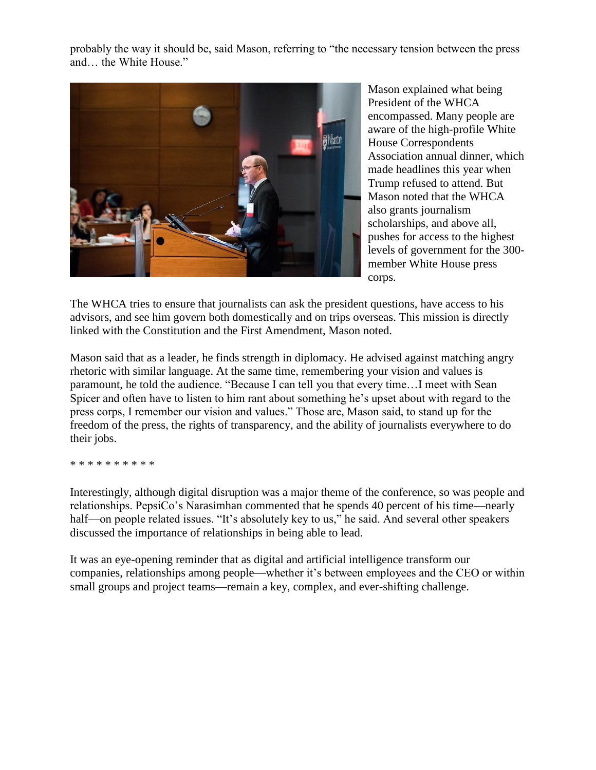probably the way it should be, said Mason, referring to "the necessary tension between the press and… the White House."

Mason explained what being President of the WHCA encompassed. Many people are aware of the high-profile White House Correspondents Association annual dinner, which made headlines this year when Trump refused to attend. But Mason noted that the WHCA also grants journalism scholarships, and above all, pushes for access to the highest levels of government for the 300-member White House press corps.

The WHCA tries to ensure that journalists can ask the president questions, have access to his advisors, and see him govern both domestically and on trips overseas. This mission is directly linked with the Constitution and the First Amendment, Mason noted.

Mason said that as a leader, he finds strength in diplomacy. He advised against matching angry rhetoric with similar language. At the same time, remembering your vision and values is paramount, he told the audience. "Because I can tell you that every time…I meet with Sean Spicer and often have to listen to him rant about something he's upset about with regard to the press corps, I remember our vision and values." Those are, Mason said, to stand up for the freedom of the press, the rights of transparency, and the ability of journalists everywhere to do their jobs.

* * * * * * * * * *

Interestingly, although digital disruption was a major theme of the conference, so was people and relationships. PepsiCo's Narasimhan commented that he spends 40 percent of his time—nearly half—on people related issues. "It's absolutely key to us," he said. And several other speakers discussed the importance of relationships in being able to lead.

It was an eye-opening reminder that as digital and artificial intelligence transform our companies, relationships among people—whether it's between employees and the CEO or within small groups and project teams—remain a key, complex, and ever-shifting challenge.